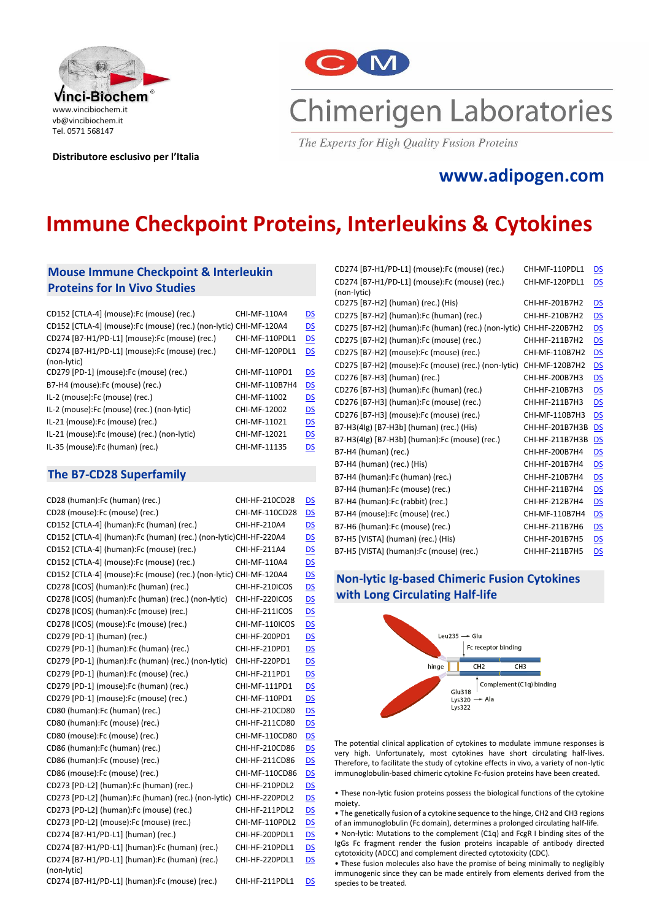Vinci-Biochem®
www.vincibiochem.it
vb@vincibiochem.it
Tel. 0571 568147

**Distributore esclusivo per l'Italia**

Chimerigen Laboratories

*The Experts for High Quality Fusion Proteins*

**www.adipogen.com**

# Immune Checkpoint Proteins, Interleukins & Cytokines

## Mouse Immune Checkpoint & Interleukin Proteins for In Vivo Studies

| | | |
|---|---|---|
| CD152 [CTLA-4] (mouse):Fc (mouse) (rec.) | CHI-MF-110A4 | DS |
| CD152 [CTLA-4] (mouse):Fc (mouse) (rec.) (non-lytic) | CHI-MF-120A4 | DS |
| CD274 [B7-H1/PD-L1] (mouse):Fc (mouse) (rec.) | CHI-MF-110PDL1 | DS |
| CD274 [B7-H1/PD-L1] (mouse):Fc (mouse) (rec.) (non-lytic) | CHI-MF-120PDL1 | DS |
| CD279 [PD-1] (mouse):Fc (mouse) (rec.) | CHI-MF-110PD1 | DS |
| B7-H4 (mouse):Fc (mouse) (rec.) | CHI-MF-110B7H4 | DS |
| IL-2 (mouse):Fc (mouse) (rec.) | CHI-MF-11002 | DS |
| IL-2 (mouse):Fc (mouse) (rec.) (non-lytic) | CHI-MF-12002 | DS |
| IL-21 (mouse):Fc (mouse) (rec.) | CHI-MF-11021 | DS |
| IL-21 (mouse):Fc (mouse) (rec.) (non-lytic) | CHI-MF-12021 | DS |
| IL-35 (mouse):Fc (human) (rec.) | CHI-MF-11135 | DS |

## The B7-CD28 Superfamily

| | | |
|---|---|---|
| CD28 (human):Fc (human) (rec.) | CHI-HF-210CD28 | DS |
| CD28 (mouse):Fc (mouse) (rec.) | CHI-MF-110CD28 | DS |
| CD152 [CTLA-4] (human):Fc (human) (rec.) | CHI-HF-210A4 | DS |
| CD152 [CTLA-4] (human):Fc (human) (rec.) (non-lytic) | CHI-HF-220A4 | DS |
| CD152 [CTLA-4] (human):Fc (mouse) (rec.) | CHI-HF-211A4 | DS |
| CD152 [CTLA-4] (mouse):Fc (mouse) (rec.) | CHI-MF-110A4 | DS |
| CD152 [CTLA-4] (mouse):Fc (mouse) (rec.) (non-lytic) | CHI-MF-120A4 | DS |
| CD278 [ICOS] (human):Fc (human) (rec.) | CHI-HF-210ICOS | DS |
| CD278 [ICOS] (human):Fc (human) (rec.) (non-lytic) | CHI-HF-220ICOS | DS |
| CD278 [ICOS] (human):Fc (mouse) (rec.) | CHI-HF-211ICOS | DS |
| CD278 [ICOS] (mouse):Fc (mouse) (rec.) | CHI-MF-110ICOS | DS |
| CD279 [PD-1] (human) (rec.) | CHI-HF-200PD1 | DS |
| CD279 [PD-1] (human):Fc (human) (rec.) | CHI-HF-210PD1 | DS |
| CD279 [PD-1] (human):Fc (human) (rec.) (non-lytic) | CHI-HF-220PD1 | DS |
| CD279 [PD-1] (human):Fc (mouse) (rec.) | CHI-HF-211PD1 | DS |
| CD279 [PD-1] (mouse):Fc (human) (rec.) | CHI-MF-111PD1 | DS |
| CD279 [PD-1] (mouse):Fc (mouse) (rec.) | CHI-MF-110PD1 | DS |
| CD80 (human):Fc (human) (rec.) | CHI-HF-210CD80 | DS |
| CD80 (human):Fc (mouse) (rec.) | CHI-HF-211CD80 | DS |
| CD80 (mouse):Fc (mouse) (rec.) | CHI-MF-110CD80 | DS |
| CD86 (human):Fc (human) (rec.) | CHI-HF-210CD86 | DS |
| CD86 (human):Fc (mouse) (rec.) | CHI-HF-211CD86 | DS |
| CD86 (mouse):Fc (mouse) (rec.) | CHI-MF-110CD86 | DS |
| CD273 [PD-L2] (human):Fc (human) (rec.) | CHI-HF-210PDL2 | DS |
| CD273 [PD-L2] (human):Fc (human) (rec.) (non-lytic) | CHI-HF-220PDL2 | DS |
| CD273 [PD-L2] (human):Fc (mouse) (rec.) | CHI-HF-211PDL2 | DS |
| CD273 [PD-L2] (mouse):Fc (mouse) (rec.) | CHI-MF-110PDL2 | DS |
| CD274 [B7-H1/PD-L1] (human) (rec.) | CHI-HF-200PDL1 | DS |
| CD274 [B7-H1/PD-L1] (human):Fc (human) (rec.) | CHI-HF-210PDL1 | DS |
| CD274 [B7-H1/PD-L1] (human):Fc (human) (rec.) (non-lytic) | CHI-HF-220PDL1 | DS |
| CD274 [B7-H1/PD-L1] (human):Fc (mouse) (rec.) | CHI-HF-211PDL1 | DS |
| CD274 [B7-H1/PD-L1] (mouse):Fc (mouse) (rec.) | CHI-MF-110PDL1 | DS |
| CD274 [B7-H1/PD-L1] (mouse):Fc (mouse) (rec.) (non-lytic) | CHI-MF-120PDL1 | DS |
| CD275 [B7-H2] (human) (rec.) (His) | CHI-HF-201B7H2 | DS |
| CD275 [B7-H2] (human):Fc (human) (rec.) | CHI-HF-210B7H2 | DS |
| CD275 [B7-H2] (human):Fc (human) (rec.) (non-lytic) | CHI-HF-220B7H2 | DS |
| CD275 [B7-H2] (human):Fc (mouse) (rec.) | CHI-HF-211B7H2 | DS |
| CD275 [B7-H2] (mouse):Fc (mouse) (rec.) | CHI-MF-110B7H2 | DS |
| CD275 [B7-H2] (mouse):Fc (mouse) (rec.) (non-lytic) | CHI-MF-120B7H2 | DS |
| CD276 [B7-H3] (human) (rec.) | CHI-HF-200B7H3 | DS |
| CD276 [B7-H3] (human):Fc (human) (rec.) | CHI-HF-210B7H3 | DS |
| CD276 [B7-H3] (human):Fc (mouse) (rec.) | CHI-HF-211B7H3 | DS |
| CD276 [B7-H3] (mouse):Fc (mouse) (rec.) | CHI-MF-110B7H3 | DS |
| B7-H3(4Ig) [B7-H3b] (human) (rec.) (His) | CHI-HF-201B7H3B | DS |
| B7-H3(4Ig) [B7-H3b] (human):Fc (mouse) (rec.) | CHI-HF-211B7H3B | DS |
| B7-H4 (human) (rec.) | CHI-HF-200B7H4 | DS |
| B7-H4 (human) (rec.) (His) | CHI-HF-201B7H4 | DS |
| B7-H4 (human):Fc (human) (rec.) | CHI-HF-210B7H4 | DS |
| B7-H4 (human):Fc (mouse) (rec.) | CHI-HF-211B7H4 | DS |
| B7-H4 (human):Fc (rabbit) (rec.) | CHI-HF-212B7H4 | DS |
| B7-H4 (mouse):Fc (mouse) (rec.) | CHI-MF-110B7H4 | DS |
| B7-H6 (human):Fc (mouse) (rec.) | CHI-HF-211B7H6 | DS |
| B7-H5 [VISTA] (human) (rec.) (His) | CHI-HF-201B7H5 | DS |
| B7-H5 [VISTA] (human):Fc (mouse) (rec.) | CHI-HF-211B7H5 | DS |

## Non-lytic Ig-based Chimeric Fusion Cytokines with Long Circulating Half-life

Leu235 → Glu
Fc receptor binding
hinge CH2 CH3
Complement (C1q) binding
Glu318
Lys320 → Ala
Lys322

The potential clinical application of cytokines to modulate immune responses is very high. Unfortunately, most cytokines have short circulating half-lives. Therefore, to facilitate the study of cytokine effects in vivo, a variety of non-lytic immunoglobulin-based chimeric cytokine Fc-fusion proteins have been created.

- These non-lytic fusion proteins possess the biological functions of the cytokine moiety.
- The genetically fusion of a cytokine sequence to the hinge, CH2 and CH3 regions of an immunoglobulin (Fc domain), determines a prolonged circulating half-life.
- Non-lytic: Mutations to the complement (C1q) and FcgR I binding sites of the IgGs Fc fragment render the fusion proteins incapable of antibody directed cytotoxicity (ADCC) and complement directed cytotoxicity (CDC).
- These fusion molecules also have the promise of being minimally to negligibly immunogenic since they can be made entirely from elements derived from the species to be treated.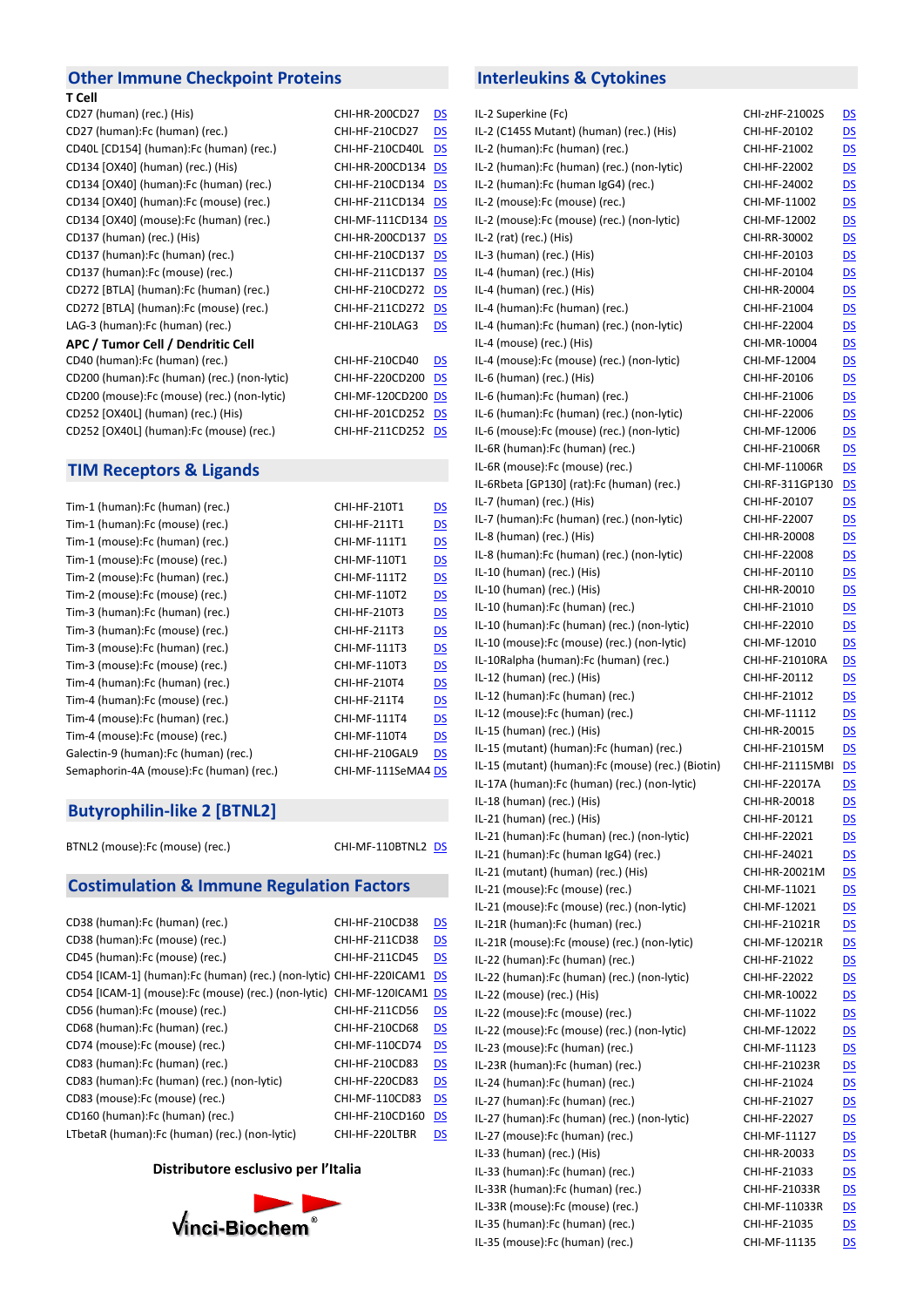## Other Immune Checkpoint Proteins

**T Cell**

| | | |
|---|---|---|
| CD27 (human) (rec.) (His) | CHI-HR-200CD27 | DS |
| CD27 (human):Fc (human) (rec.) | CHI-HF-210CD27 | DS |
| CD40L [CD154] (human):Fc (human) (rec.) | CHI-HF-210CD40L | DS |
| CD134 [OX40] (human) (rec.) (His) | CHI-HR-200CD134 | DS |
| CD134 [OX40] (human):Fc (human) (rec.) | CHI-HF-210CD134 | DS |
| CD134 [OX40] (human):Fc (mouse) (rec.) | CHI-HF-211CD134 | DS |
| CD134 [OX40] (mouse):Fc (human) (rec.) | CHI-MF-111CD134 | DS |
| CD137 (human) (rec.) (His) | CHI-HR-200CD137 | DS |
| CD137 (human):Fc (human) (rec.) | CHI-HF-210CD137 | DS |
| CD137 (human):Fc (mouse) (rec.) | CHI-HF-211CD137 | DS |
| CD272 [BTLA] (human):Fc (human) (rec.) | CHI-HF-210CD272 | DS |
| CD272 [BTLA] (human):Fc (mouse) (rec.) | CHI-HF-211CD272 | DS |
| LAG-3 (human):Fc (human) (rec.) | CHI-HF-210LAG3 | DS |

**APC / Tumor Cell / Dendritic Cell**

| | | |
|---|---|---|
| CD40 (human):Fc (human) (rec.) | CHI-HF-210CD40 | DS |
| CD200 (human):Fc (human) (rec.) (non-lytic) | CHI-HF-220CD200 | DS |
| CD200 (mouse):Fc (mouse) (rec.) (non-lytic) | CHI-MF-120CD200 | DS |
| CD252 [OX40L] (human) (rec.) (His) | CHI-HF-201CD252 | DS |
| CD252 [OX40L] (human):Fc (mouse) (rec.) | CHI-HF-211CD252 | DS |

## TIM Receptors & Ligands

| | | |
|---|---|---|
| Tim-1 (human):Fc (human) (rec.) | CHI-HF-210T1 | DS |
| Tim-1 (human):Fc (mouse) (rec.) | CHI-HF-211T1 | DS |
| Tim-1 (mouse):Fc (human) (rec.) | CHI-MF-111T1 | DS |
| Tim-1 (mouse):Fc (mouse) (rec.) | CHI-MF-110T1 | DS |
| Tim-2 (mouse):Fc (human) (rec.) | CHI-MF-111T2 | DS |
| Tim-2 (mouse):Fc (mouse) (rec.) | CHI-MF-110T2 | DS |
| Tim-3 (human):Fc (human) (rec.) | CHI-HF-210T3 | DS |
| Tim-3 (human):Fc (mouse) (rec.) | CHI-HF-211T3 | DS |
| Tim-3 (mouse):Fc (human) (rec.) | CHI-MF-111T3 | DS |
| Tim-3 (mouse):Fc (mouse) (rec.) | CHI-MF-110T3 | DS |
| Tim-4 (human):Fc (human) (rec.) | CHI-HF-210T4 | DS |
| Tim-4 (human):Fc (mouse) (rec.) | CHI-HF-211T4 | DS |
| Tim-4 (mouse):Fc (human) (rec.) | CHI-MF-111T4 | DS |
| Tim-4 (mouse):Fc (mouse) (rec.) | CHI-MF-110T4 | DS |
| Galectin-9 (human):Fc (human) (rec.) | CHI-HF-210GAL9 | DS |
| Semaphorin-4A (mouse):Fc (human) (rec.) | CHI-MF-111SeMA4 | DS |

## Butyrophilin-like 2 [BTNL2]

| | | |
|---|---|---|
| BTNL2 (mouse):Fc (mouse) (rec.) | CHI-MF-110BTNL2 | DS |

## Costimulation & Immune Regulation Factors

| | | |
|---|---|---|
| CD38 (human):Fc (human) (rec.) | CHI-HF-210CD38 | DS |
| CD38 (human):Fc (mouse) (rec.) | CHI-HF-211CD38 | DS |
| CD45 (human):Fc (mouse) (rec.) | CHI-HF-211CD45 | DS |
| CD54 [ICAM-1] (human):Fc (human) (rec.) (non-lytic) | CHI-HF-220ICAM1 | DS |
| CD54 [ICAM-1] (mouse):Fc (mouse) (rec.) (non-lytic) | CHI-MF-120ICAM1 | DS |
| CD56 (human):Fc (mouse) (rec.) | CHI-HF-211CD56 | DS |
| CD68 (human):Fc (human) (rec.) | CHI-HF-210CD68 | DS |
| CD74 (mouse):Fc (mouse) (rec.) | CHI-MF-110CD74 | DS |
| CD83 (human):Fc (human) (rec.) | CHI-HF-210CD83 | DS |
| CD83 (human):Fc (human) (rec.) (non-lytic) | CHI-HF-220CD83 | DS |
| CD83 (mouse):Fc (mouse) (rec.) | CHI-MF-110CD83 | DS |
| CD160 (human):Fc (human) (rec.) | CHI-HF-210CD160 | DS |
| LTbetaR (human):Fc (human) (rec.) (non-lytic) | CHI-HF-220LTBR | DS |

**Distributore esclusivo per l'Italia**

Vinci-Biochem®

## Interleukins & Cytokines

| | | |
|---|---|---|
| IL-2 Superkine (Fc) | CHI-zHF-21002S | DS |
| IL-2 (C145S Mutant) (human) (rec.) (His) | CHI-HF-20102 | DS |
| IL-2 (human):Fc (human) (rec.) | CHI-HF-21002 | DS |
| IL-2 (human):Fc (human) (rec.) (non-lytic) | CHI-HF-22002 | DS |
| IL-2 (human):Fc (human IgG4) (rec.) | CHI-HF-24002 | DS |
| IL-2 (mouse):Fc (mouse) (rec.) | CHI-MF-11002 | DS |
| IL-2 (mouse):Fc (mouse) (rec.) (non-lytic) | CHI-MF-12002 | DS |
| IL-2 (rat) (rec.) (His) | CHI-RR-30002 | DS |
| IL-3 (human) (rec.) (His) | CHI-HF-20103 | DS |
| IL-4 (human) (rec.) (His) | CHI-HF-20104 | DS |
| IL-4 (human) (rec.) (His) | CHI-HR-20004 | DS |
| IL-4 (human):Fc (human) (rec.) | CHI-HF-21004 | DS |
| IL-4 (human):Fc (human) (rec.) (non-lytic) | CHI-HF-22004 | DS |
| IL-4 (mouse) (rec.) (His) | CHI-MR-10004 | DS |
| IL-4 (mouse):Fc (mouse) (rec.) (non-lytic) | CHI-MF-12004 | DS |
| IL-6 (human) (rec.) (His) | CHI-HF-20106 | DS |
| IL-6 (human):Fc (human) (rec.) | CHI-HF-21006 | DS |
| IL-6 (human):Fc (human) (rec.) (non-lytic) | CHI-HF-22006 | DS |
| IL-6 (mouse):Fc (mouse) (rec.) (non-lytic) | CHI-MF-12006 | DS |
| IL-6R (human):Fc (human) (rec.) | CHI-HF-21006R | DS |
| IL-6R (mouse):Fc (mouse) (rec.) | CHI-MF-11006R | DS |
| IL-6Rbeta [GP130] (rat):Fc (human) (rec.) | CHI-RF-311GP130 | DS |
| IL-7 (human) (rec.) (His) | CHI-HF-20107 | DS |
| IL-7 (human):Fc (human) (rec.) (non-lytic) | CHI-HF-22007 | DS |
| IL-8 (human) (rec.) (His) | CHI-HR-20008 | DS |
| IL-8 (human):Fc (human) (rec.) (non-lytic) | CHI-HF-22008 | DS |
| IL-10 (human) (rec.) (His) | CHI-HF-20110 | DS |
| IL-10 (human) (rec.) (His) | CHI-HR-20010 | DS |
| IL-10 (human):Fc (human) (rec.) | CHI-HF-21010 | DS |
| IL-10 (human):Fc (human) (rec.) (non-lytic) | CHI-HF-22010 | DS |
| IL-10 (mouse):Fc (mouse) (rec.) (non-lytic) | CHI-MF-12010 | DS |
| IL-10Ralpha (human):Fc (human) (rec.) | CHI-HF-21010RA | DS |
| IL-12 (human) (rec.) (His) | CHI-HF-20112 | DS |
| IL-12 (human):Fc (human) (rec.) | CHI-HF-21012 | DS |
| IL-12 (mouse):Fc (human) (rec.) | CHI-MF-11112 | DS |
| IL-15 (human) (rec.) (His) | CHI-HR-20015 | DS |
| IL-15 (mutant) (human):Fc (human) (rec.) | CHI-HF-21015M | DS |
| IL-15 (mutant) (human):Fc (mouse) (rec.) (Biotin) | CHI-HF-21115MBI | DS |
| IL-17A (human):Fc (human) (rec.) (non-lytic) | CHI-HF-22017A | DS |
| IL-18 (human) (rec.) (His) | CHI-HR-20018 | DS |
| IL-21 (human) (rec.) (His) | CHI-HF-20121 | DS |
| IL-21 (human):Fc (human) (rec.) (non-lytic) | CHI-HF-22021 | DS |
| IL-21 (human):Fc (human IgG4) (rec.) | CHI-HF-24021 | DS |
| IL-21 (mutant) (human) (rec.) (His) | CHI-HR-20021M | DS |
| IL-21 (mouse):Fc (mouse) (rec.) | CHI-MF-11021 | DS |
| IL-21 (mouse):Fc (mouse) (rec.) (non-lytic) | CHI-MF-12021 | DS |
| IL-21R (human):Fc (human) (rec.) | CHI-HF-21021R | DS |
| IL-21R (mouse):Fc (mouse) (rec.) (non-lytic) | CHI-MF-12021R | DS |
| IL-22 (human):Fc (human) (rec.) | CHI-HF-21022 | DS |
| IL-22 (human):Fc (human) (rec.) (non-lytic) | CHI-HF-22022 | DS |
| IL-22 (mouse) (rec.) (His) | CHI-MR-10022 | DS |
| IL-22 (mouse):Fc (mouse) (rec.) | CHI-MF-11022 | DS |
| IL-22 (mouse):Fc (mouse) (rec.) (non-lytic) | CHI-MF-12022 | DS |
| IL-23 (mouse):Fc (human) (rec.) | CHI-MF-11123 | DS |
| IL-23R (human):Fc (human) (rec.) | CHI-HF-21023R | DS |
| IL-24 (human):Fc (human) (rec.) | CHI-HF-21024 | DS |
| IL-27 (human):Fc (human) (rec.) | CHI-HF-21027 | DS |
| IL-27 (human):Fc (human) (rec.) (non-lytic) | CHI-HF-22027 | DS |
| IL-27 (mouse):Fc (human) (rec.) | CHI-MF-11127 | DS |
| IL-33 (human) (rec.) (His) | CHI-HR-20033 | DS |
| IL-33 (human):Fc (human) (rec.) | CHI-HF-21033 | DS |
| IL-33R (human):Fc (human) (rec.) | CHI-HF-21033R | DS |
| IL-33R (mouse):Fc (mouse) (rec.) | CHI-MF-11033R | DS |
| IL-35 (human):Fc (human) (rec.) | CHI-HF-21035 | DS |
| IL-35 (mouse):Fc (human) (rec.) | CHI-MF-11135 | DS |